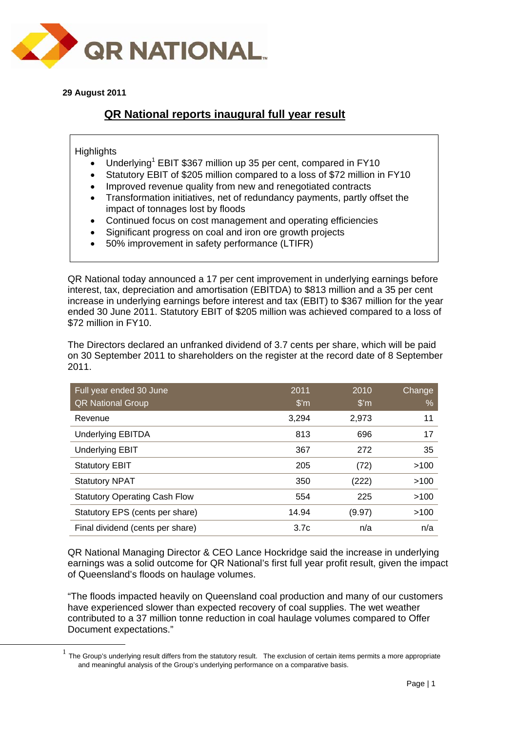**29 August 2011**

# QR National reports inaugural full year result

Highlights

- Underlying[1] EBIT $367 million up 35 per cent, compared in FY10
- Statutory EBIT of $205 million compared to a loss of $72 million in FY10
- Improved revenue quality from new and renegotiated contracts
- Transformation initiatives, net of redundancy payments, partly offset the impact of tonnages lost by floods
- Continued focus on cost management and operating efficiencies
- Significant progress on coal and iron ore growth projects
- 50% improvement in safety performance (LTIFR)

QR National today announced a 17 per cent improvement in underlying earnings before interest, tax, depreciation and amortisation (EBITDA) to $813 million and a 35 per cent increase in underlying earnings before interest and tax (EBIT) to $367 million for the year ended 30 June 2011. Statutory EBIT of $205 million was achieved compared to a loss of $72 million in FY10.

The Directors declared an unfranked dividend of 3.7 cents per share, which will be paid on 30 September 2011 to shareholders on the register at the record date of 8 September 2011.

| Full year ended 30 June<br>QR National Group | 2011<br>$'m | 2010<br>$'m | Change<br>% |
|---|---|---|---|
| Revenue | 3,294 | 2,973 | 11 |
| Underlying EBITDA | 813 | 696 | 17 |
| Underlying EBIT | 367 | 272 | 35 |
| Statutory EBIT | 205 | (72) | >100 |
| Statutory NPAT | 350 | (222) | >100 |
| Statutory Operating Cash Flow | 554 | 225 | >100 |
| Statutory EPS (cents per share) | 14.94 | (9.97) | >100 |
| Final dividend (cents per share) | 3.7c | n/a | n/a |

QR National Managing Director & CEO Lance Hockridge said the increase in underlying earnings was a solid outcome for QR National's first full year profit result, given the impact of Queensland's floods on haulage volumes.

"The floods impacted heavily on Queensland coal production and many of our customers have experienced slower than expected recovery of coal supplies. The wet weather contributed to a 37 million tonne reduction in coal haulage volumes compared to Offer Document expectations."

[1] The Group's underlying result differs from the statutory result. The exclusion of certain items permits a more appropriate and meaningful analysis of the Group's underlying performance on a comparative basis.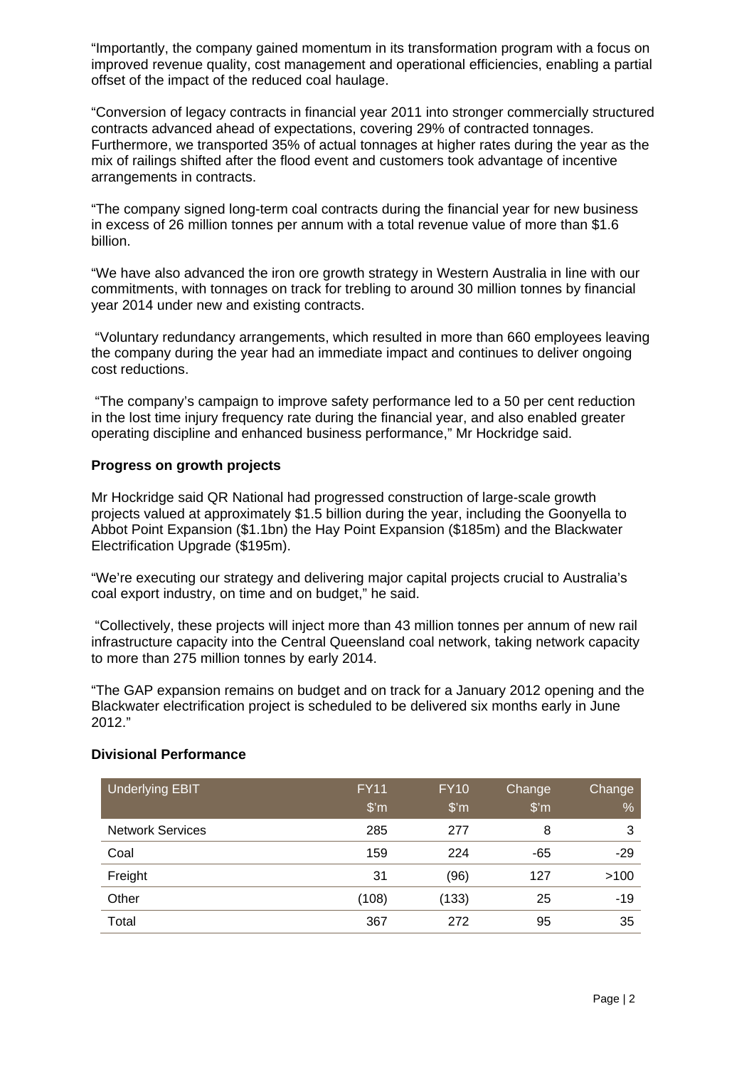"Importantly, the company gained momentum in its transformation program with a focus on improved revenue quality, cost management and operational efficiencies, enabling a partial offset of the impact of the reduced coal haulage.

"Conversion of legacy contracts in financial year 2011 into stronger commercially structured contracts advanced ahead of expectations, covering 29% of contracted tonnages. Furthermore, we transported 35% of actual tonnages at higher rates during the year as the mix of railings shifted after the flood event and customers took advantage of incentive arrangements in contracts.

"The company signed long-term coal contracts during the financial year for new business in excess of 26 million tonnes per annum with a total revenue value of more than $1.6 billion.

"We have also advanced the iron ore growth strategy in Western Australia in line with our commitments, with tonnages on track for trebling to around 30 million tonnes by financial year 2014 under new and existing contracts.

"Voluntary redundancy arrangements, which resulted in more than 660 employees leaving the company during the year had an immediate impact and continues to deliver ongoing cost reductions.

"The company's campaign to improve safety performance led to a 50 per cent reduction in the lost time injury frequency rate during the financial year, and also enabled greater operating discipline and enhanced business performance," Mr Hockridge said.

**Progress on growth projects**

Mr Hockridge said QR National had progressed construction of large-scale growth projects valued at approximately $1.5 billion during the year, including the Goonyella to Abbot Point Expansion ($1.1bn) the Hay Point Expansion ($185m) and the Blackwater Electrification Upgrade ($195m).

"We're executing our strategy and delivering major capital projects crucial to Australia's coal export industry, on time and on budget," he said.

"Collectively, these projects will inject more than 43 million tonnes per annum of new rail infrastructure capacity into the Central Queensland coal network, taking network capacity to more than 275 million tonnes by early 2014.

"The GAP expansion remains on budget and on track for a January 2012 opening and the Blackwater electrification project is scheduled to be delivered six months early in June 2012."

**Divisional Performance**

| Underlying EBIT | FY11 $'m | FY10 $'m | Change $'m | Change % |
|---|---|---|---|---|
| Network Services | 285 | 277 | 8 | 3 |
| Coal | 159 | 224 | -65 | -29 |
| Freight | 31 | (96) | 127 | >100 |
| Other | (108) | (133) | 25 | -19 |
| Total | 367 | 272 | 95 | 35 |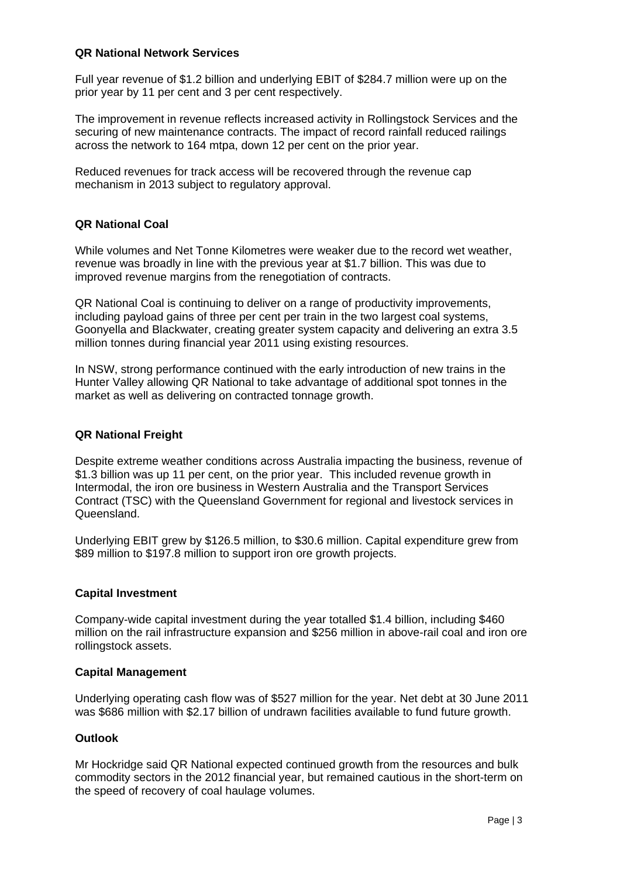**QR National Network Services**

Full year revenue of $1.2 billion and underlying EBIT of $284.7 million were up on the prior year by 11 per cent and 3 per cent respectively.

The improvement in revenue reflects increased activity in Rollingstock Services and the securing of new maintenance contracts. The impact of record rainfall reduced railings across the network to 164 mtpa, down 12 per cent on the prior year.

Reduced revenues for track access will be recovered through the revenue cap mechanism in 2013 subject to regulatory approval.

**QR National Coal**

While volumes and Net Tonne Kilometres were weaker due to the record wet weather, revenue was broadly in line with the previous year at $1.7 billion. This was due to improved revenue margins from the renegotiation of contracts.

QR National Coal is continuing to deliver on a range of productivity improvements, including payload gains of three per cent per train in the two largest coal systems, Goonyella and Blackwater, creating greater system capacity and delivering an extra 3.5 million tonnes during financial year 2011 using existing resources.

In NSW, strong performance continued with the early introduction of new trains in the Hunter Valley allowing QR National to take advantage of additional spot tonnes in the market as well as delivering on contracted tonnage growth.

**QR National Freight**

Despite extreme weather conditions across Australia impacting the business, revenue of $1.3 billion was up 11 per cent, on the prior year. This included revenue growth in Intermodal, the iron ore business in Western Australia and the Transport Services Contract (TSC) with the Queensland Government for regional and livestock services in Queensland.

Underlying EBIT grew by $126.5 million, to $30.6 million. Capital expenditure grew from $89 million to $197.8 million to support iron ore growth projects.

**Capital Investment**

Company-wide capital investment during the year totalled $1.4 billion, including $460 million on the rail infrastructure expansion and $256 million in above-rail coal and iron ore rollingstock assets.

**Capital Management**

Underlying operating cash flow was of $527 million for the year. Net debt at 30 June 2011 was $686 million with $2.17 billion of undrawn facilities available to fund future growth.

**Outlook**

Mr Hockridge said QR National expected continued growth from the resources and bulk commodity sectors in the 2012 financial year, but remained cautious in the short-term on the speed of recovery of coal haulage volumes.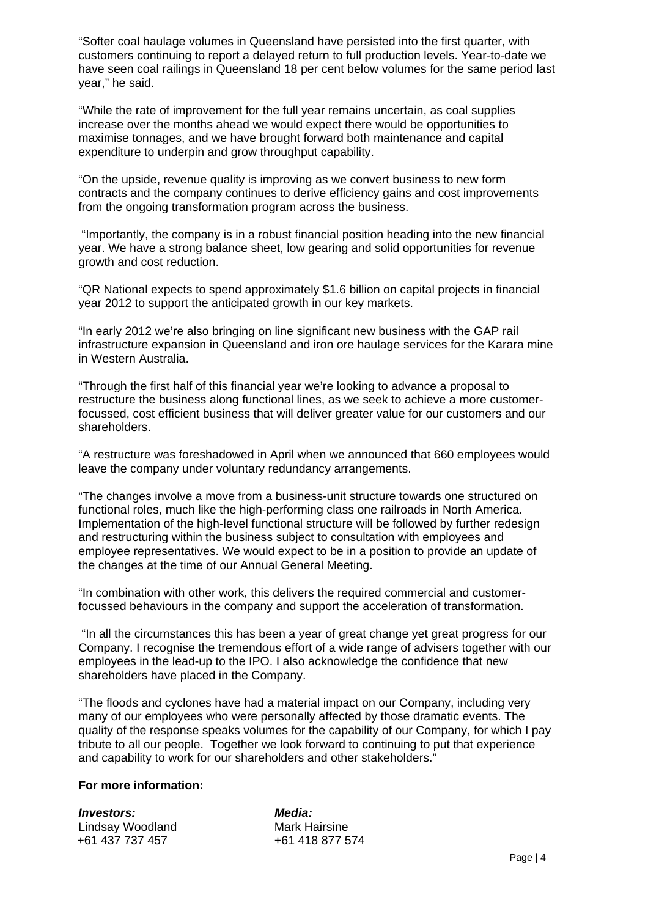"Softer coal haulage volumes in Queensland have persisted into the first quarter, with customers continuing to report a delayed return to full production levels. Year-to-date we have seen coal railings in Queensland 18 per cent below volumes for the same period last year," he said.

"While the rate of improvement for the full year remains uncertain, as coal supplies increase over the months ahead we would expect there would be opportunities to maximise tonnages, and we have brought forward both maintenance and capital expenditure to underpin and grow throughput capability.

"On the upside, revenue quality is improving as we convert business to new form contracts and the company continues to derive efficiency gains and cost improvements from the ongoing transformation program across the business.

"Importantly, the company is in a robust financial position heading into the new financial year. We have a strong balance sheet, low gearing and solid opportunities for revenue growth and cost reduction.

"QR National expects to spend approximately $1.6 billion on capital projects in financial year 2012 to support the anticipated growth in our key markets.

"In early 2012 we're also bringing on line significant new business with the GAP rail infrastructure expansion in Queensland and iron ore haulage services for the Karara mine in Western Australia.

"Through the first half of this financial year we're looking to advance a proposal to restructure the business along functional lines, as we seek to achieve a more customer-focussed, cost efficient business that will deliver greater value for our customers and our shareholders.

"A restructure was foreshadowed in April when we announced that 660 employees would leave the company under voluntary redundancy arrangements.

"The changes involve a move from a business-unit structure towards one structured on functional roles, much like the high-performing class one railroads in North America. Implementation of the high-level functional structure will be followed by further redesign and restructuring within the business subject to consultation with employees and employee representatives. We would expect to be in a position to provide an update of the changes at the time of our Annual General Meeting.

"In combination with other work, this delivers the required commercial and customer-focussed behaviours in the company and support the acceleration of transformation.

"In all the circumstances this has been a year of great change yet great progress for our Company. I recognise the tremendous effort of a wide range of advisers together with our employees in the lead-up to the IPO. I also acknowledge the confidence that new shareholders have placed in the Company.

"The floods and cyclones have had a material impact on our Company, including very many of our employees who were personally affected by those dramatic events. The quality of the response speaks volumes for the capability of our Company, for which I pay tribute to all our people. Together we look forward to continuing to put that experience and capability to work for our shareholders and other stakeholders."

**For more information:**

***Investors:***
Lindsay Woodland
+61 437 737 457

***Media:***
Mark Hairsine
+61 418 877 574